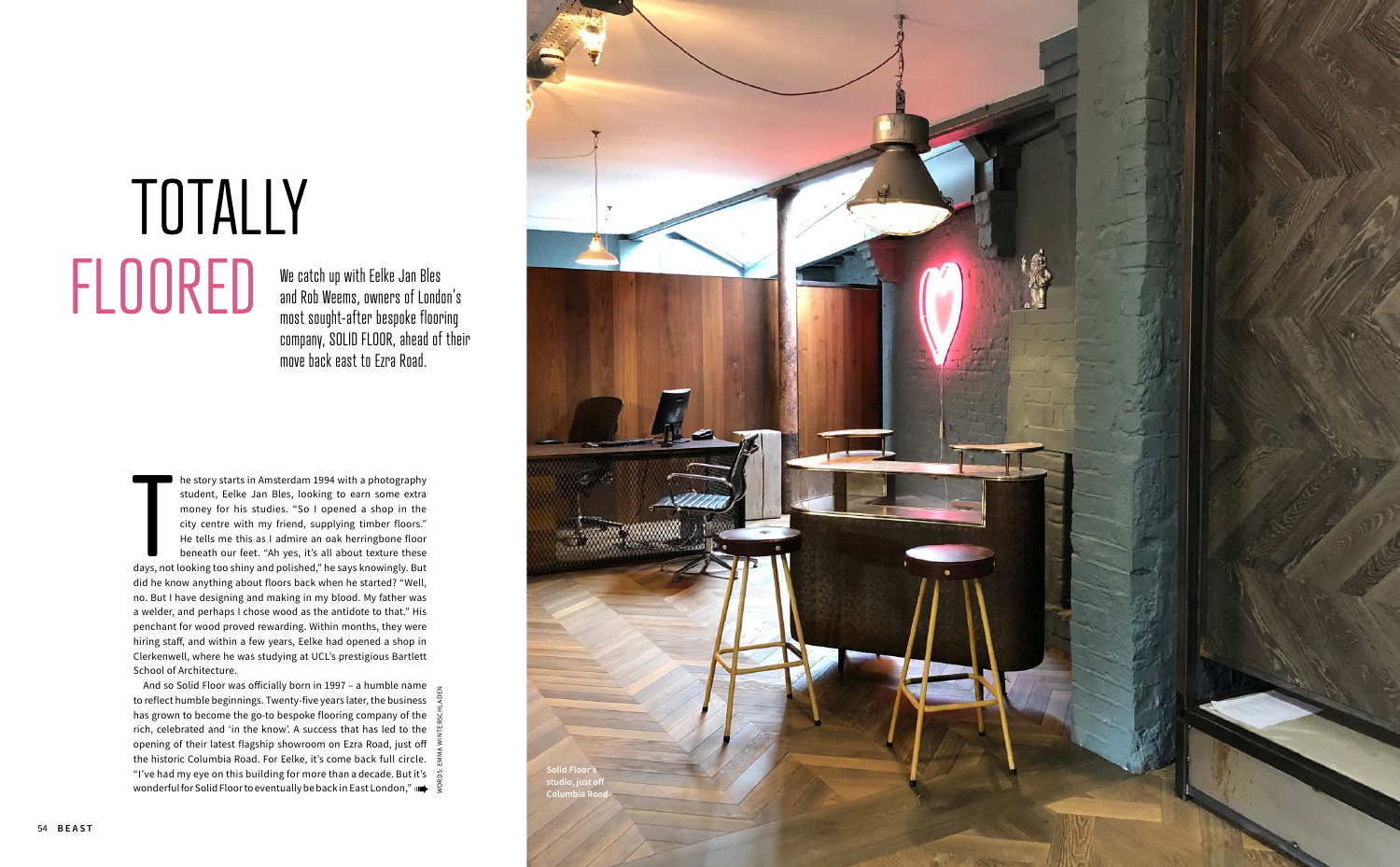# TOTALLY FLOORED

We catch up with Eelke Jan Bles and Rob Weems, owners of London's most sought-after bespoke flooring company, SOLID FLOOR, ahead of their move back east to Ezra Road.

The story starts in Amsterdam 1994 with a photography student, Eelke Jan Bles, looking to earn some extra money for his studies. "So I opened a shop in the city centre with my friend, supplying timber floors." He tells me this as I admire an oak herringbone floor beneath our feet. "Ah yes, it's all about texture these days, not looking too shiny and polished," he says knowingly. But did he know anything about floors back when he started? "Well, no. But I have designing and making in my blood. My father was a welder, and perhaps I chose wood as the antidote to that." His penchant for wood proved rewarding. Within months, they were hiring staff, and within a few years, Eelke had opened a shop in Clerkenwell, where he was studying at UCL's prestigious Bartlett School of Architecture.

And so Solid Floor was officially born in 1997 – a humble name to reflect humble beginnings. Twenty-five years later, the business has grown to become the go-to bespoke flooring company of the rich, celebrated and 'in the know'. A success that has led to the opening of their latest flagship showroom on Ezra Road, just off the historic Columbia Road. For Eelke, it's come back full circle. "I've had my eye on this building for more than a decade. But it's wonderful for Solid Floor to eventually be back in East London,"

WORDS: EMMA WINTERSCHLADEN

Solid Floor's studio, just off Columbia Road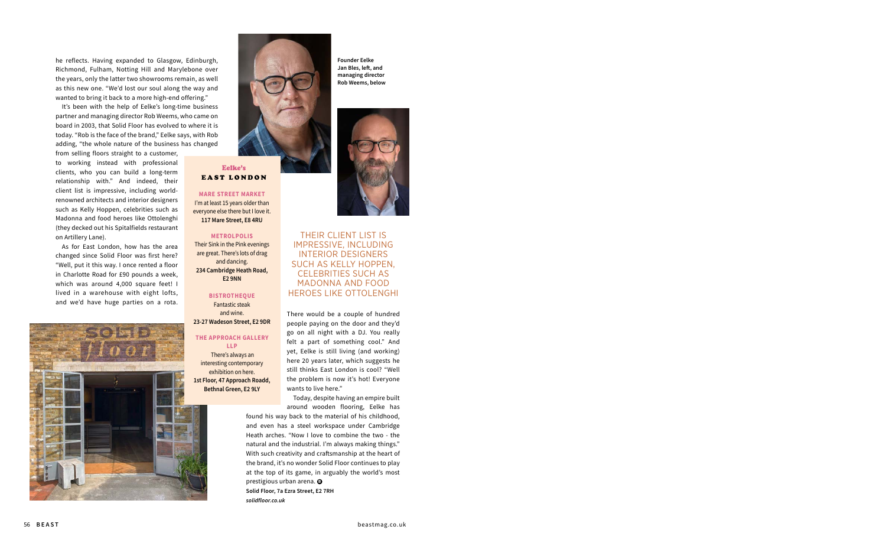he reflects. Having expanded to Glasgow, Edinburgh, Richmond, Fulham, Notting Hill and Marylebone over the years, only the latter two showrooms remain, as well as this new one. "We'd lost our soul along the way and wanted to bring it back to a more high-end offering."

It's been with the help of Eelke's long-time business partner and managing director Rob Weems, who came on board in 2003, that Solid Floor has evolved to where it is today. "Rob is the face of the brand," Eelke says, with Rob adding, "the whole nature of the business has changed from selling floors straight to a customer, to working instead with professional clients, who you can build a long-term relationship with." And indeed, their client list is impressive, including world-renowned architects and interior designers such as Kelly Hoppen, celebrities such as Madonna and food heroes like Ottolenghi (they decked out his Spitalfields restaurant on Artillery Lane).

As for East London, how has the area changed since Solid Floor was first here? "Well, put it this way. I once rented a floor in Charlotte Road for £90 pounds a week, which was around 4,000 square feet! I lived in a warehouse with eight lofts, and we'd have huge parties on a rota. There would be a couple of hundred people paying on the door and they'd go on all night with a DJ. You really felt a part of something cool." And yet, Eelke is still living (and working) here 20 years later, which suggests he still thinks East London is cool? "Well the problem is now it's hot! Everyone wants to live here."

Today, despite having an empire built around wooden flooring, Eelke has found his way back to the material of his childhood, and even has a steel workspace under Cambridge Heath arches. "Now I love to combine the two - the natural and the industrial. I'm always making things." With such creativity and craftsmanship at the heart of the brand, it's no wonder Solid Floor continues to play at the top of its game, in arguably the world's most prestigious urban arena.

**Solid Floor, 7a Ezra Street, E2 7RH**
***solidfloor.co.uk***

Founder Eelke Jan Bles, left, and managing director Rob Weems, below

THEIR CLIENT LIST IS IMPRESSIVE, INCLUDING INTERIOR DESIGNERS SUCH AS KELLY HOPPEN, CELEBRITIES SUCH AS MADONNA AND FOOD HEROES LIKE OTTOLENGHI

## Eelke's EAST LONDON

**MARE STREET MARKET**
I'm at least 15 years older than everyone else there but I love it.
**117 Mare Street, E8 4RU**

**METROLPOLIS**
Their Sink in the Pink evenings are great. There's lots of drag and dancing.
**234 Cambridge Heath Road, E2 9NN**

**BISTROTHEQUE**
Fantastic steak and wine.
**23-27 Wadeson Street, E2 9DR**

**THE APPROACH GALLERY LLP**
There's always an interesting contemporary exhibition on here.
**1st Floor, 47 Approach Roadd, Bethnal Green, E2 9LY**